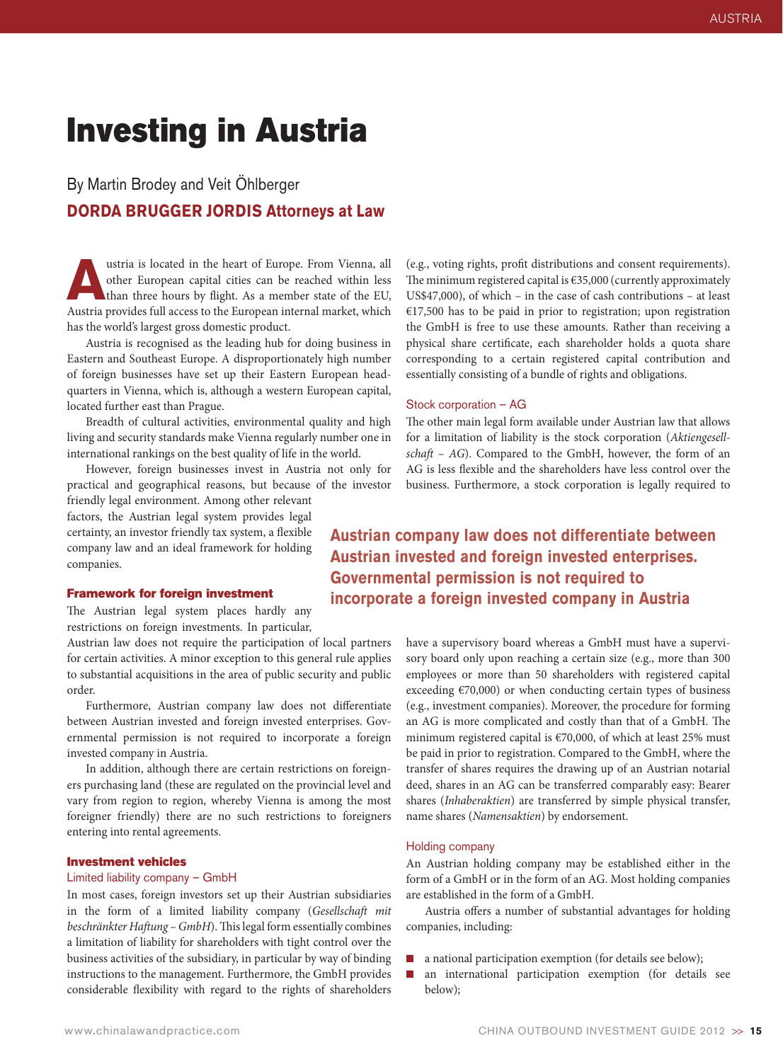# Investing in Austria

By Martin Brodey and Veit Öhlberger

**DORDA BRUGGER JORDIS Attorneys at Law**

Austria is located in the heart of Europe. From Vienna, all other European capital cities can be reached within less than three hours by flight. As a member state of the EU, Austria provides full access to the European internal market, which has the world's largest gross domestic product.

Austria is recognised as the leading hub for doing business in Eastern and Southeast Europe. A disproportionately high number of foreign businesses have set up their Eastern European headquarters in Vienna, which is, although a western European capital, located further east than Prague.

Breadth of cultural activities, environmental quality and high living and security standards make Vienna regularly number one in international rankings on the best quality of life in the world.

However, foreign businesses invest in Austria not only for practical and geographical reasons, but because of the investor friendly legal environment. Among other relevant factors, the Austrian legal system provides legal certainty, an investor friendly tax system, a flexible company law and an ideal framework for holding companies.

## Framework for foreign investment

The Austrian legal system places hardly any restrictions on foreign investments. In particular, Austrian law does not require the participation of local partners for certain activities. A minor exception to this general rule applies to substantial acquisitions in the area of public security and public order.

Furthermore, Austrian company law does not differentiate between Austrian invested and foreign invested enterprises. Governmental permission is not required to incorporate a foreign invested company in Austria.

In addition, although there are certain restrictions on foreigners purchasing land (these are regulated on the provincial level and vary from region to region, whereby Vienna is among the most foreigner friendly) there are no such restrictions to foreigners entering into rental agreements.

## Investment vehicles

### Limited liability company – GmbH

In most cases, foreign investors set up their Austrian subsidiaries in the form of a limited liability company (*Gesellschaft mit beschränkter Haftung – GmbH*). This legal form essentially combines a limitation of liability for shareholders with tight control over the business activities of the subsidiary, in particular by way of binding instructions to the management. Furthermore, the GmbH provides considerable flexibility with regard to the rights of shareholders (e.g., voting rights, profit distributions and consent requirements). The minimum registered capital is €35,000 (currently approximately US$47,000), of which – in the case of cash contributions – at least €17,500 has to be paid in prior to registration; upon registration the GmbH is free to use these amounts. Rather than receiving a physical share certificate, each shareholder holds a quota share corresponding to a certain registered capital contribution and essentially consisting of a bundle of rights and obligations.

### Stock corporation – AG

The other main legal form available under Austrian law that allows for a limitation of liability is the stock corporation (*Aktiengesellschaft – AG*). Compared to the GmbH, however, the form of an AG is less flexible and the shareholders have less control over the business. Furthermore, a stock corporation is legally required to have a supervisory board whereas a GmbH must have a supervisory board only upon reaching a certain size (e.g., more than 300 employees or more than 50 shareholders with registered capital exceeding €70,000) or when conducting certain types of business (e.g., investment companies). Moreover, the procedure for forming an AG is more complicated and costly than that of a GmbH. The minimum registered capital is €70,000, of which at least 25% must be paid in prior to registration. Compared to the GmbH, where the transfer of shares requires the drawing up of an Austrian notarial deed, shares in an AG can be transferred comparably easy: Bearer shares (*Inhaberaktien*) are transferred by simple physical transfer, name shares (*Namensaktien*) by endorsement.

**Austrian company law does not differentiate between Austrian invested and foreign invested enterprises. Governmental permission is not required to incorporate a foreign invested company in Austria**

### Holding company

An Austrian holding company may be established either in the form of a GmbH or in the form of an AG. Most holding companies are established in the form of a GmbH.

Austria offers a number of substantial advantages for holding companies, including:

- a national participation exemption (for details see below);
- an international participation exemption (for details see below);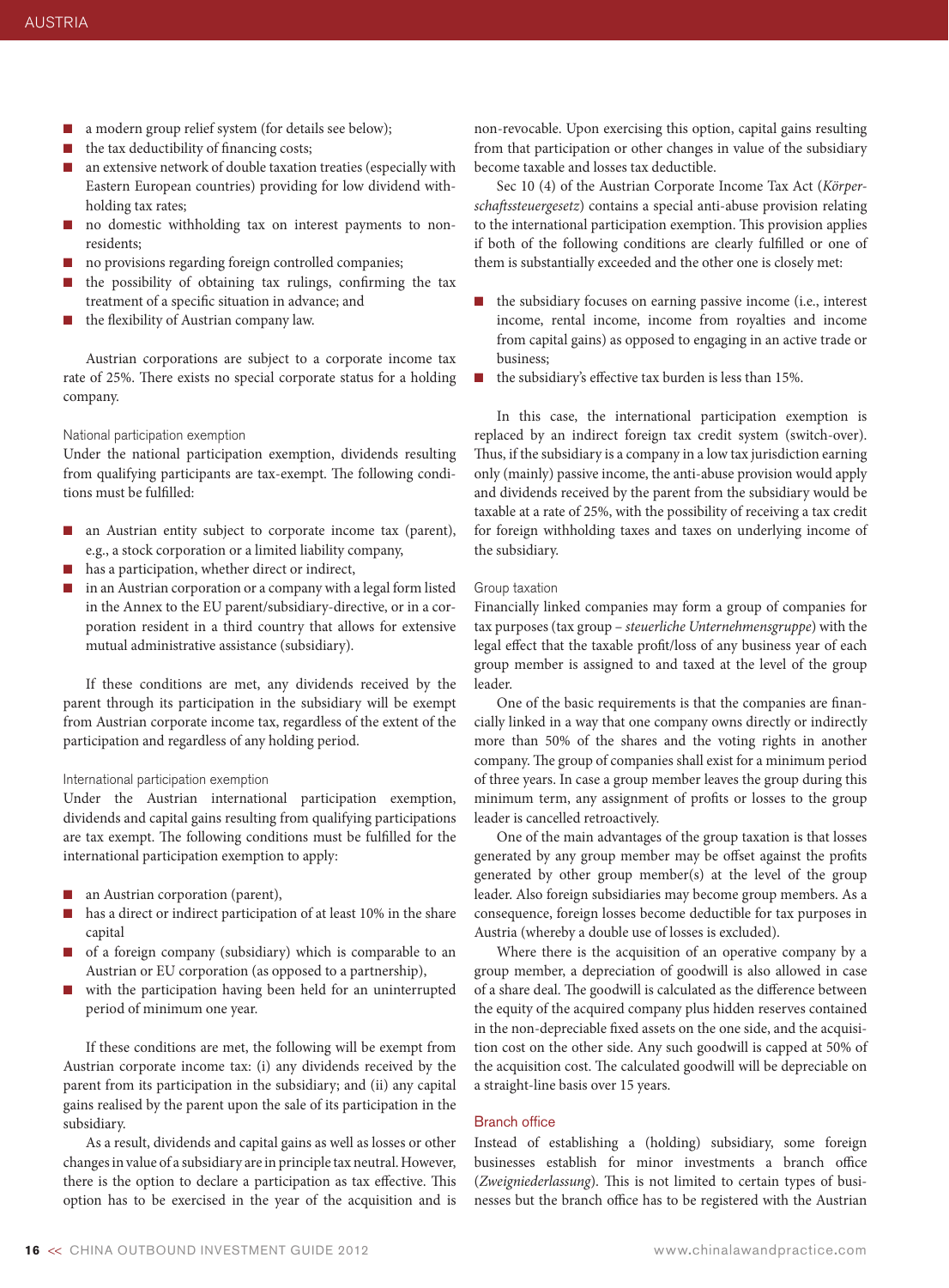- a modern group relief system (for details see below);
- the tax deductibility of financing costs;
- an extensive network of double taxation treaties (especially with Eastern European countries) providing for low dividend withholding tax rates;
- no domestic withholding tax on interest payments to non-residents;
- no provisions regarding foreign controlled companies;
- the possibility of obtaining tax rulings, confirming the tax treatment of a specific situation in advance; and
- the flexibility of Austrian company law.

Austrian corporations are subject to a corporate income tax rate of 25%. There exists no special corporate status for a holding company.

### National participation exemption

Under the national participation exemption, dividends resulting from qualifying participants are tax-exempt. The following conditions must be fulfilled:

- an Austrian entity subject to corporate income tax (parent), e.g., a stock corporation or a limited liability company,
- has a participation, whether direct or indirect,
- in an Austrian corporation or a company with a legal form listed in the Annex to the EU parent/subsidiary-directive, or in a corporation resident in a third country that allows for extensive mutual administrative assistance (subsidiary).

If these conditions are met, any dividends received by the parent through its participation in the subsidiary will be exempt from Austrian corporate income tax, regardless of the extent of the participation and regardless of any holding period.

### International participation exemption

Under the Austrian international participation exemption, dividends and capital gains resulting from qualifying participations are tax exempt. The following conditions must be fulfilled for the international participation exemption to apply:

- an Austrian corporation (parent),
- has a direct or indirect participation of at least 10% in the share capital
- of a foreign company (subsidiary) which is comparable to an Austrian or EU corporation (as opposed to a partnership),
- with the participation having been held for an uninterrupted period of minimum one year.

If these conditions are met, the following will be exempt from Austrian corporate income tax: (i) any dividends received by the parent from its participation in the subsidiary; and (ii) any capital gains realised by the parent upon the sale of its participation in the subsidiary.

As a result, dividends and capital gains as well as losses or other changes in value of a subsidiary are in principle tax neutral. However, there is the option to declare a participation as tax effective. This option has to be exercised in the year of the acquisition and is non-revocable. Upon exercising this option, capital gains resulting from that participation or other changes in value of the subsidiary become taxable and losses tax deductible.

Sec 10 (4) of the Austrian Corporate Income Tax Act (*Körperschaftssteuergesetz*) contains a special anti-abuse provision relating to the international participation exemption. This provision applies if both of the following conditions are clearly fulfilled or one of them is substantially exceeded and the other one is closely met:

- the subsidiary focuses on earning passive income (i.e., interest income, rental income, income from royalties and income from capital gains) as opposed to engaging in an active trade or business;
- the subsidiary's effective tax burden is less than 15%.

In this case, the international participation exemption is replaced by an indirect foreign tax credit system (switch-over). Thus, if the subsidiary is a company in a low tax jurisdiction earning only (mainly) passive income, the anti-abuse provision would apply and dividends received by the parent from the subsidiary would be taxable at a rate of 25%, with the possibility of receiving a tax credit for foreign withholding taxes and taxes on underlying income of the subsidiary.

### Group taxation

Financially linked companies may form a group of companies for tax purposes (tax group – *steuerliche Unternehmensgruppe*) with the legal effect that the taxable profit/loss of any business year of each group member is assigned to and taxed at the level of the group leader.

One of the basic requirements is that the companies are financially linked in a way that one company owns directly or indirectly more than 50% of the shares and the voting rights in another company. The group of companies shall exist for a minimum period of three years. In case a group member leaves the group during this minimum term, any assignment of profits or losses to the group leader is cancelled retroactively.

One of the main advantages of the group taxation is that losses generated by any group member may be offset against the profits generated by other group member(s) at the level of the group leader. Also foreign subsidiaries may become group members. As a consequence, foreign losses become deductible for tax purposes in Austria (whereby a double use of losses is excluded).

Where there is the acquisition of an operative company by a group member, a depreciation of goodwill is also allowed in case of a share deal. The goodwill is calculated as the difference between the equity of the acquired company plus hidden reserves contained in the non-depreciable fixed assets on the one side, and the acquisition cost on the other side. Any such goodwill is capped at 50% of the acquisition cost. The calculated goodwill will be depreciable on a straight-line basis over 15 years.

## Branch office

Instead of establishing a (holding) subsidiary, some foreign businesses establish for minor investments a branch office (*Zweigniederlassung*). This is not limited to certain types of businesses but the branch office has to be registered with the Austrian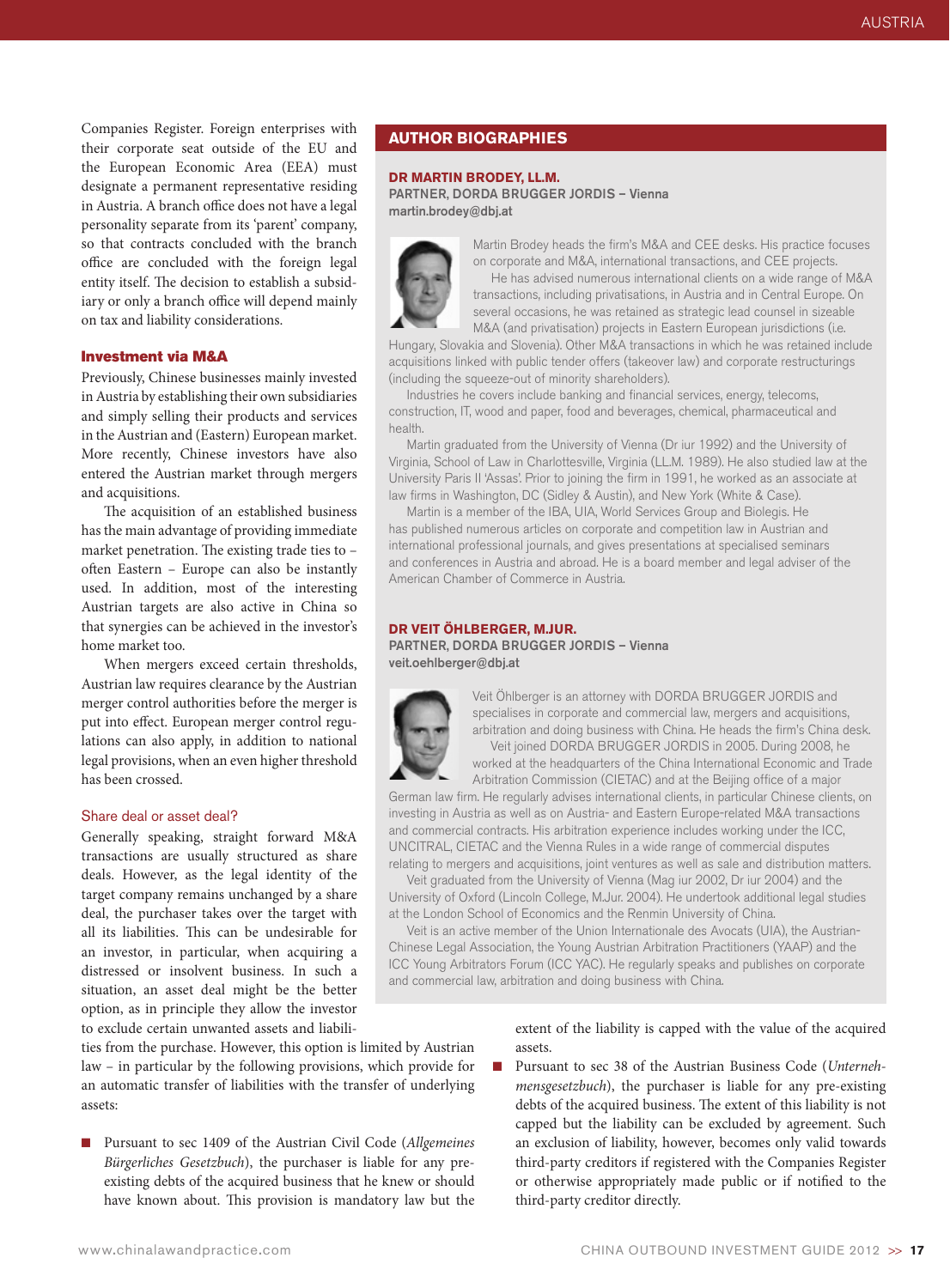Companies Register. Foreign enterprises with their corporate seat outside of the EU and the European Economic Area (EEA) must designate a permanent representative residing in Austria. A branch office does not have a legal personality separate from its 'parent' company, so that contracts concluded with the branch office are concluded with the foreign legal entity itself. The decision to establish a subsidiary or only a branch office will depend mainly on tax and liability considerations.

### Investment via M&A

Previously, Chinese businesses mainly invested in Austria by establishing their own subsidiaries and simply selling their products and services in the Austrian and (Eastern) European market. More recently, Chinese investors have also entered the Austrian market through mergers and acquisitions.

The acquisition of an established business has the main advantage of providing immediate market penetration. The existing trade ties to – often Eastern – Europe can also be instantly used. In addition, most of the interesting Austrian targets are also active in China so that synergies can be achieved in the investor's home market too.

When mergers exceed certain thresholds, Austrian law requires clearance by the Austrian merger control authorities before the merger is put into effect. European merger control regulations can also apply, in addition to national legal provisions, when an even higher threshold has been crossed.

#### Share deal or asset deal?

Generally speaking, straight forward M&A transactions are usually structured as share deals. However, as the legal identity of the target company remains unchanged by a share deal, the purchaser takes over the target with all its liabilities. This can be undesirable for an investor, in particular, when acquiring a distressed or insolvent business. In such a situation, an asset deal might be the better option, as in principle they allow the investor to exclude certain unwanted assets and liabilities from the purchase. However, this option is limited by Austrian law – in particular by the following provisions, which provide for an automatic transfer of liabilities with the transfer of underlying assets:

- Pursuant to sec 1409 of the Austrian Civil Code (*Allgemeines Bürgerliches Gesetzbuch*), the purchaser is liable for any pre-existing debts of the acquired business that he knew or should have known about. This provision is mandatory law but the extent of the liability is capped with the value of the acquired assets.
- Pursuant to sec 38 of the Austrian Business Code (*Unternehmensgesetzbuch*), the purchaser is liable for any pre-existing debts of the acquired business. The extent of this liability is not capped but the liability can be excluded by agreement. Such an exclusion of liability, however, becomes only valid towards third-party creditors if registered with the Companies Register or otherwise appropriately made public or if notified to the third-party creditor directly.

## AUTHOR BIOGRAPHIES

**DR MARTIN BRODEY, LL.M.**
**PARTNER, DORDA BRUGGER JORDIS – Vienna**
**martin.brodey@dbj.at**

Martin Brodey heads the firm's M&A and CEE desks. His practice focuses on corporate and M&A, international transactions, and CEE projects.

He has advised numerous international clients on a wide range of M&A transactions, including privatisations, in Austria and in Central Europe. On several occasions, he was retained as strategic lead counsel in sizeable M&A (and privatisation) projects in Eastern European jurisdictions (i.e. Hungary, Slovakia and Slovenia). Other M&A transactions in which he was retained include acquisitions linked with public tender offers (takeover law) and corporate restructurings (including the squeeze-out of minority shareholders).

Industries he covers include banking and financial services, energy, telecoms, construction, IT, wood and paper, food and beverages, chemical, pharmaceutical and health.

Martin graduated from the University of Vienna (Dr iur 1992) and the University of Virginia, School of Law in Charlottesville, Virginia (LL.M. 1989). He also studied law at the University Paris II 'Assas'. Prior to joining the firm in 1991, he worked as an associate at law firms in Washington, DC (Sidley & Austin), and New York (White & Case).

Martin is a member of the IBA, UIA, World Services Group and Biolegis. He has published numerous articles on corporate and competition law in Austrian and international professional journals, and gives presentations at specialised seminars and conferences in Austria and abroad. He is a board member and legal adviser of the American Chamber of Commerce in Austria.

**DR VEIT ÖHLBERGER, M.JUR.**
**PARTNER, DORDA BRUGGER JORDIS – Vienna**
**veit.oehlberger@dbj.at**

Veit Öhlberger is an attorney with DORDA BRUGGER JORDIS and specialises in corporate and commercial law, mergers and acquisitions, arbitration and doing business with China. He heads the firm's China desk.

Veit joined DORDA BRUGGER JORDIS in 2005. During 2008, he worked at the headquarters of the China International Economic and Trade Arbitration Commission (CIETAC) and at the Beijing office of a major German law firm. He regularly advises international clients, in particular Chinese clients, on investing in Austria as well as on Austria- and Eastern Europe-related M&A transactions and commercial contracts. His arbitration experience includes working under the ICC, UNCITRAL, CIETAC and the Vienna Rules in a wide range of commercial disputes relating to mergers and acquisitions, joint ventures as well as sale and distribution matters.

Veit graduated from the University of Vienna (Mag iur 2002, Dr iur 2004) and the University of Oxford (Lincoln College, M.Jur. 2004). He undertook additional legal studies at the London School of Economics and the Renmin University of China.

Veit is an active member of the Union Internationale des Avocats (UIA), the Austrian-Chinese Legal Association, the Young Austrian Arbitration Practitioners (YAAP) and the ICC Young Arbitrators Forum (ICC YAC). He regularly speaks and publishes on corporate and commercial law, arbitration and doing business with China.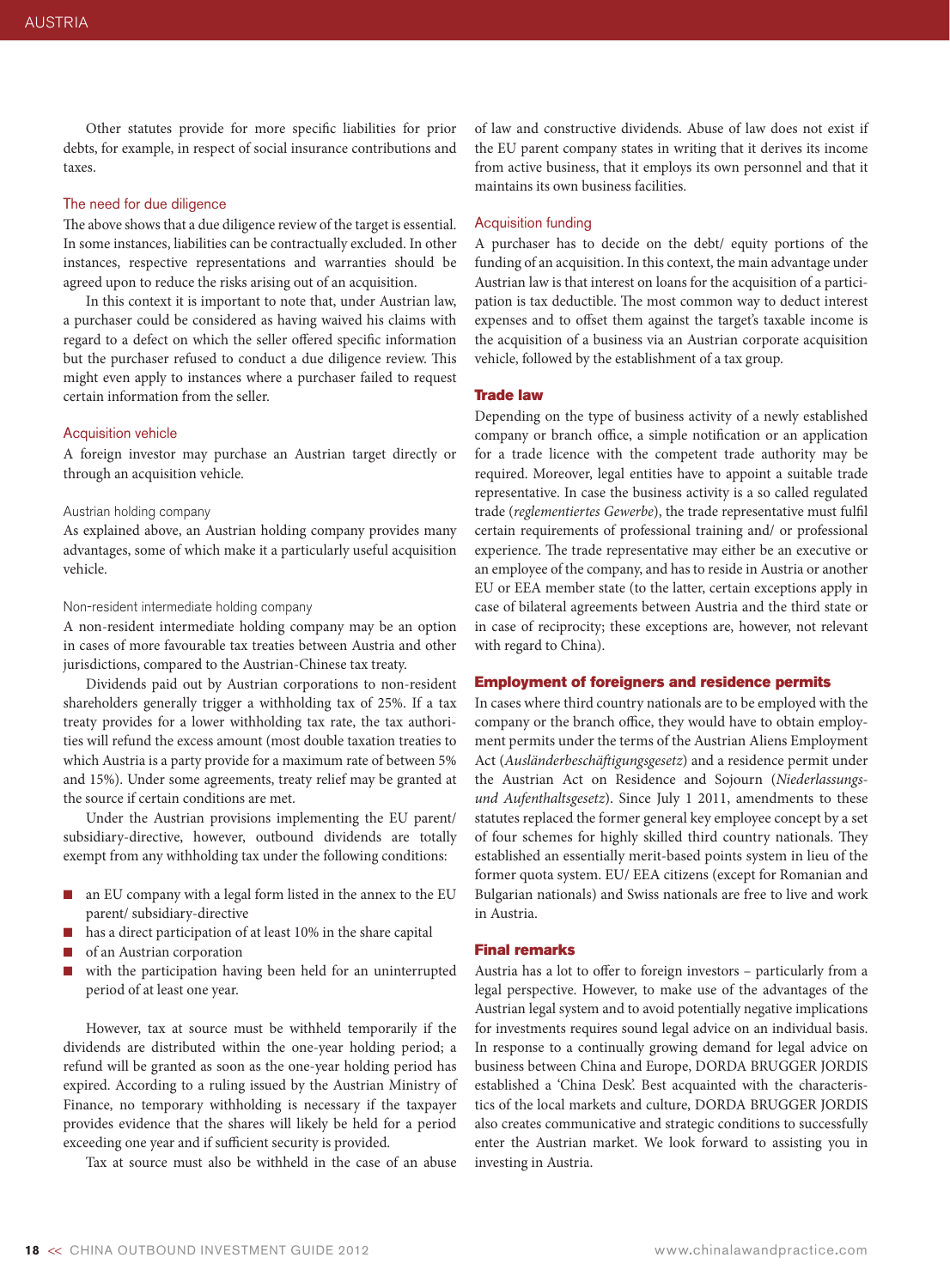Other statutes provide for more specific liabilities for prior debts, for example, in respect of social insurance contributions and taxes.

### The need for due diligence

The above shows that a due diligence review of the target is essential. In some instances, liabilities can be contractually excluded. In other instances, respective representations and warranties should be agreed upon to reduce the risks arising out of an acquisition.

In this context it is important to note that, under Austrian law, a purchaser could be considered as having waived his claims with regard to a defect on which the seller offered specific information but the purchaser refused to conduct a due diligence review. This might even apply to instances where a purchaser failed to request certain information from the seller.

### Acquisition vehicle

A foreign investor may purchase an Austrian target directly or through an acquisition vehicle.

#### Austrian holding company

As explained above, an Austrian holding company provides many advantages, some of which make it a particularly useful acquisition vehicle.

#### Non-resident intermediate holding company

A non-resident intermediate holding company may be an option in cases of more favourable tax treaties between Austria and other jurisdictions, compared to the Austrian-Chinese tax treaty.

Dividends paid out by Austrian corporations to non-resident shareholders generally trigger a withholding tax of 25%. If a tax treaty provides for a lower withholding tax rate, the tax authorities will refund the excess amount (most double taxation treaties to which Austria is a party provide for a maximum rate of between 5% and 15%). Under some agreements, treaty relief may be granted at the source if certain conditions are met.

Under the Austrian provisions implementing the EU parent/ subsidiary-directive, however, outbound dividends are totally exempt from any withholding tax under the following conditions:

- an EU company with a legal form listed in the annex to the EU parent/ subsidiary-directive
- has a direct participation of at least 10% in the share capital
- of an Austrian corporation
- with the participation having been held for an uninterrupted period of at least one year.

However, tax at source must be withheld temporarily if the dividends are distributed within the one-year holding period; a refund will be granted as soon as the one-year holding period has expired. According to a ruling issued by the Austrian Ministry of Finance, no temporary withholding is necessary if the taxpayer provides evidence that the shares will likely be held for a period exceeding one year and if sufficient security is provided.

Tax at source must also be withheld in the case of an abuse of law and constructive dividends. Abuse of law does not exist if the EU parent company states in writing that it derives its income from active business, that it employs its own personnel and that it maintains its own business facilities.

### Acquisition funding

A purchaser has to decide on the debt/ equity portions of the funding of an acquisition. In this context, the main advantage under Austrian law is that interest on loans for the acquisition of a participation is tax deductible. The most common way to deduct interest expenses and to offset them against the target's taxable income is the acquisition of a business via an Austrian corporate acquisition vehicle, followed by the establishment of a tax group.

## Trade law

Depending on the type of business activity of a newly established company or branch office, a simple notification or an application for a trade licence with the competent trade authority may be required. Moreover, legal entities have to appoint a suitable trade representative. In case the business activity is a so called regulated trade (*reglementiertes Gewerbe*), the trade representative must fulfil certain requirements of professional training and/ or professional experience. The trade representative may either be an executive or an employee of the company, and has to reside in Austria or another EU or EEA member state (to the latter, certain exceptions apply in case of bilateral agreements between Austria and the third state or in case of reciprocity; these exceptions are, however, not relevant with regard to China).

## Employment of foreigners and residence permits

In cases where third country nationals are to be employed with the company or the branch office, they would have to obtain employment permits under the terms of the Austrian Aliens Employment Act (*Ausländerbeschäftigungsgesetz*) and a residence permit under the Austrian Act on Residence and Sojourn (*Niederlassungs- und Aufenthaltsgesetz*). Since July 1 2011, amendments to these statutes replaced the former general key employee concept by a set of four schemes for highly skilled third country nationals. They established an essentially merit-based points system in lieu of the former quota system. EU/ EEA citizens (except for Romanian and Bulgarian nationals) and Swiss nationals are free to live and work in Austria.

## Final remarks

Austria has a lot to offer to foreign investors – particularly from a legal perspective. However, to make use of the advantages of the Austrian legal system and to avoid potentially negative implications for investments requires sound legal advice on an individual basis. In response to a continually growing demand for legal advice on business between China and Europe, DORDA BRUGGER JORDIS established a 'China Desk'. Best acquainted with the characteristics of the local markets and culture, DORDA BRUGGER JORDIS also creates communicative and strategic conditions to successfully enter the Austrian market. We look forward to assisting you in investing in Austria.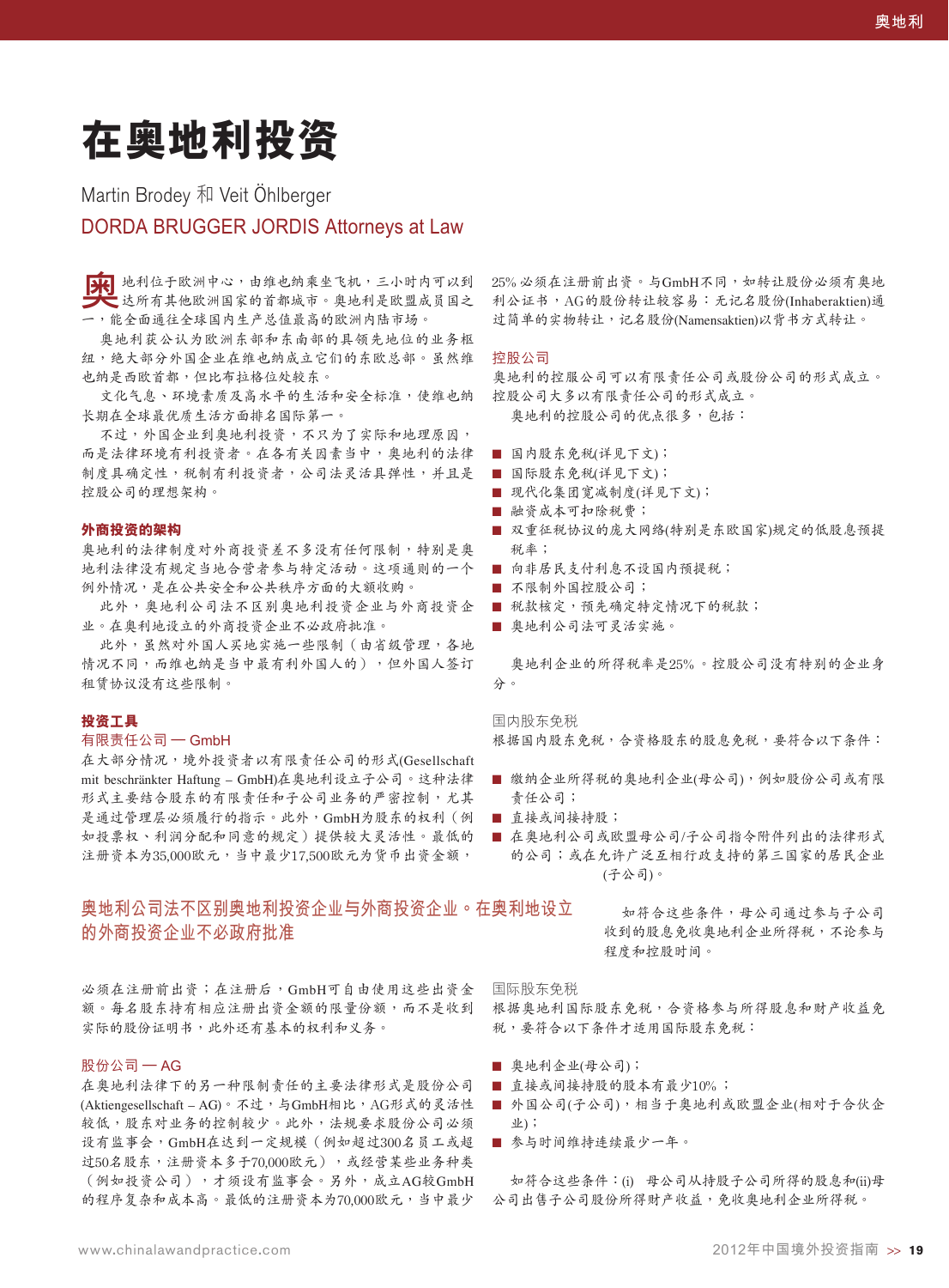# 在奥地利投资

Martin Brodey 和 Veit Öhlberger

DORDA BRUGGER JORDIS Attorneys at Law

奥地利位于欧洲中心，由维也纳乘坐飞机，三小时内可以到达所有其他欧洲国家的首都城市。奥地利是欧盟成员国之一，能全面通往全球国内生产总值最高的欧洲内陆市场。

奥地利获公认为欧洲东部和东南部的具领先地位的业务枢纽，绝大部分外国企业在维也纳成立它们的东欧总部。虽然维也纳是西欧首都，但比布拉格位处较东。

文化气息、环境素质及高水平的生活和安全标准，使维也纳长期在全球最优质生活方面排名国际第一。

不过，外国企业到奥地利投资，不只为了实际和地理原因，而是法律环境有利投资者。在各有关因素当中，奥地利的法律制度具确定性，税制有利投资者，公司法灵活具弹性，并且是控股公司的理想架构。

## 外商投资的架构

奥地利的法律制度对外商投资差不多没有任何限制，特别是奥地利法律没有规定当地合营者参与特定活动。这项通则的一个例外情况，是在公共安全和公共秩序方面的大额收购。

此外，奥地利公司法不区别奥地利投资企业与外商投资企业。在奥利地设立的外商投资企业不必政府批准。

此外，虽然对外国人买地实施一些限制（由省级管理，各地情况不同，而维也纳是当中最有利外国人的），但外国人签订租赁协议没有这些限制。

## 投资工具

### 有限责任公司 — GmbH

在大部分情况，境外投资者以有限责任公司的形式(Gesellschaft mit beschränkter Haftung – GmbH)在奥地利设立子公司。这种法律形式主要结合股东的有限责任和子公司业务的严密控制，尤其是通过管理层必须履行的指示。此外，GmbH为股东的权利（例如投票权、利润分配和同意的规定）提供较大灵活性。最低的注册资本为35,000欧元，当中最少17,500欧元为货币出资金额，必须在注册前出资；在注册后，GmbH可自由使用这些出资金额。每名股东持有相应注册出资金额的限量份额，而不是收到实际的股份证明书，此外还有基本的权利和义务。

> 奥地利公司法不区别奥地利投资企业与外商投资企业。在奥利地设立的外商投资企业不必政府批准

### 股份公司 — AG

在奥地利法律下的另一种限制责任的主要法律形式是股份公司(Aktiengesellschaft – AG)。不过，与GmbH相比，AG形式的灵活性较低，股东对业务的控制较少。此外，法规要求股份公司必须设有监事会，GmbH在达到一定规模（例如超过300名员工或超过50名股东，注册资本多于70,000欧元），或经营某些业务种类（例如投资公司），才须设有监事会。另外，成立AG较GmbH的程序复杂和成本高。最低的注册资本为70,000欧元，当中最少25% 必须在注册前出资。与GmbH不同，如转让股份必须有奥地利公证书，AG的股份转让较容易：无记名股份(Inhaberaktien)通过简单的实物转让，记名股份(Namensaktien)以背书方式转让。

## 控股公司

奥地利的控股公司可以有限责任公司或股份公司的形式成立。控股公司大多以有限责任公司的形式成立。

奥地利的控股公司的优点很多，包括：

- 国内股东免税(详见下文)；
- 国际股东免税(详见下文)；
- 现代化集团宽减制度(详见下文)；
- 融资成本可扣除税费；
- 双重征税协议的庞大网络(特别是东欧国家)规定的低股息预提税率；
- 向非居民支付利息不设国内预提税；
- 不限制外国控股公司；
- 税款核定，预先确定特定情况下的税款；
- 奥地利公司法可灵活实施。

奥地利企业的所得税率是25%。控股公司没有特别的企业身分。

### 国内股东免税

根据国内股东免税，合资格股东的股息免税，要符合以下条件：

- 缴纳企业所得税的奥地利企业(母公司)，例如股份公司或有限责任公司；
- 直接或间接持股；
- 在奥地利公司或欧盟母公司/子公司指令附件列出的法律形式的公司；或在允许广泛互相行政支持的第三国家的居民企业(子公司)。

如符合这些条件，母公司通过参与子公司收到的股息免收奥地利企业所得税，不论参与程度和控股时间。

### 国际股东免税

根据奥地利国际股东免税，合资格参与所得股息和财产收益免税，要符合以下条件才适用国际股东免税：

- 奥地利企业(母公司)；
- 直接或间接持股的股本有最少10%；
- 外国公司(子公司)，相当于奥地利或欧盟企业(相对于合伙企业)；
- 参与时间维持连续最少一年。

如符合这些条件：(i) 母公司从持股子公司所得的股息和(ii)母公司出售子公司股份所得财产收益，免收奥地利企业所得税。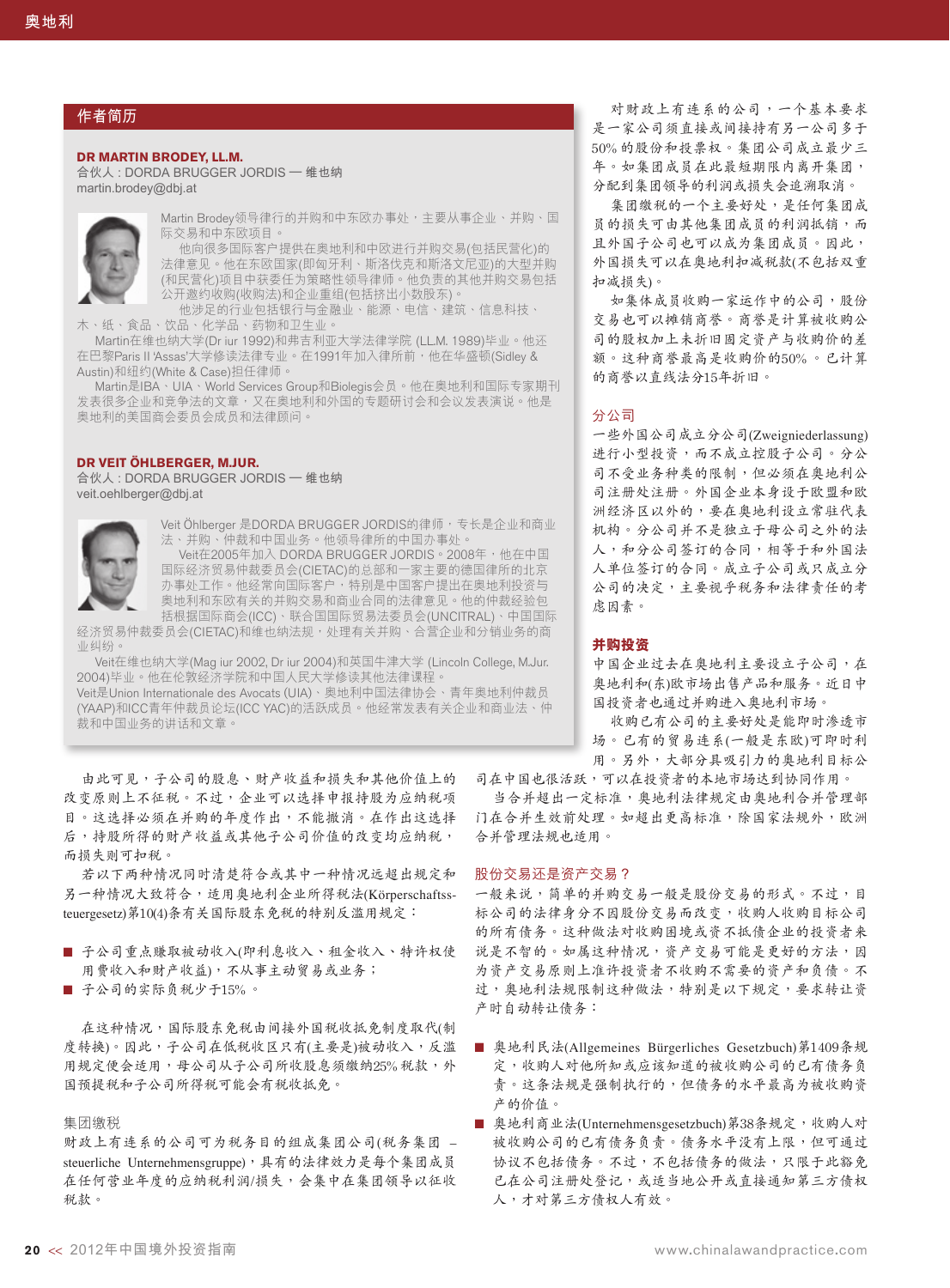## 作者简历

**DR MARTIN BRODEY, LL.M.**
合伙人：DORDA BRUGGER JORDIS — 维也纳
martin.brodey@dbj.at

Martin Brodey领导律行的并购和中东欧办事处，主要从事企业、并购、国际交易和中东欧项目。

他向很多国际客户提供在奥地利和中欧进行并购交易(包括民营化)的法律意见。他在东欧国家(即匈牙利、斯洛伐克和斯洛文尼亚)的大型并购(和民营化)项目中获委任为策略性领导律师。他负责的其他并购交易包括公开邀约收购(收购法)和企业重组(包括挤出小数股东)。

他涉足的行业包括银行与金融业、能源、电信、建筑、信息科技、木、纸、食品、饮品、化学品、药物和卫生业。

Martin在维也纳大学(Dr iur 1992)和弗吉利亚大学法律学院 (LL.M. 1989)毕业。他还在巴黎Paris II 'Assas'大学修读法律专业。在1991年加入律所前，他在华盛顿(Sidley & Austin)和纽约(White & Case)担任律师。

Martin是IBA、UIA、World Services Group和Biolegis会员。他在奥地利和国际专家期刊发表很多企业和竞争法的文章，又在奥地利和外国的专题研讨会和会议发表演说。他是奥地利的美国商会委员会成员和法律顾问。

**DR VEIT ÖHLBERGER, M.JUR.**
合伙人：DORDA BRUGGER JORDIS — 维也纳
veit.oehlberger@dbj.at

Veit Öhlberger 是DORDA BRUGGER JORDIS的律师，专长是企业和商业法、并购、仲裁和中国业务。他领导律所的中国办事处。

Veit在2005年加入 DORDA BRUGGER JORDIS。2008年，他在中国国际经济贸易仲裁委员会(CIETAC)的总部和一家主要的德国律所的北京办事处工作。他经常向国际客户，特别是中国客户提出在奥地利投资与奥地利和东欧有关的并购交易和商业合同的法律意见。他的仲裁经验包括根据国际商会(ICC)、联合国国际贸易法委员会(UNCITRAL)、中国国际经济贸易仲裁委员会(CIETAC)和维也纳法规，处理有关并购、合营企业和分销业务的商业纠纷。

Veit在维也纳大学(Mag iur 2002, Dr iur 2004)和英国牛津大学 (Lincoln College, M.Jur. 2004)毕业。他在伦敦经济学院和中国人民大学修读其他法律课程。

Veit是Union Internationale des Avocats (UIA)、奥地利中国法律协会、青年奥地利仲裁员(YAAP)和ICC青年仲裁员论坛(ICC YAC)的活跃成员。他经常发表有关企业和商业法、仲裁和中国业务的讲话和文章。

由此可见，子公司的股息、财产收益和损失和其他价值上的改变原则上不征税。不过，企业可以选择申报持股为应纳税项目。这选择必须在并购的年度作出，不能撤消。在作出这选择后，持股所得的财产收益或其他子公司价值的改变均应纳税，而损失则可扣税。

若以下两种情况同时清楚符合或其中一种情况远超出规定和另一种情况大致符合，适用奥地利企业所得税法(Körperschaftssteuergesetz)第10(4)条有关国际股东免税的特别反滥用规定：

- 子公司重点赚取被动收入(即利息收入、租金收入、特许权使用费收入和财产收益)，不从事主动贸易或业务；
- 子公司的实际负税少于15%。

在这种情况，国际股东免税由间接外国税收抵免制度取代(制度转换)。因此，子公司在低税收区只有(主要是)被动收入，反滥用规定便会适用，母公司从子公司所收股息须缴纳25%税款，外国预提税和子公司所得税可能会有税收抵免。

### 集团缴税

财政上有连系的公司可为税务目的组成集团公司(税务集团 – steuerliche Unternehmensgruppe)，具有的法律效力是每个集团成员在任何营业年度的应纳税利润/损失，会集中在集团领导以征收税款。

对财政上有连系的公司，一个基本要求是一家公司须直接或间接持有另一公司多于50%的股份和投票权。集团公司成立最少三年。如集团成员在此最短期限内离开集团，分配到集团领导的利润或损失会追溯取消。

集团缴税的一个主要好处，是任何集团成员的损失可由其他集团成员的利润抵销，而且外国子公司也可以成为集团成员。因此，外国损失可以在奥地利扣减税款(不包括双重扣减损失)。

如集体成员收购一家运作中的公司，股份交易也可以摊销商誉。商誉是计算被收购公司的股权加上未折旧固定资产与收购价的差额。这种商誉最高是收购价的50%。已计算的商誉以直线法分15年折旧。

### 分公司

一些外国公司成立分公司(Zweigniederlassung)进行小型投资，而不成立控股子公司。分公司不受业务种类的限制，但必须在奥地利公司注册处注册。外国企业本身设于欧盟和欧洲经济区以外的，要在奥地利设立常驻代表机构。分公司并不是独立于母公司之外的法人，和分公司签订的合同，相等于和外国法人单位签订的合同。成立子公司或只成立分公司的决定，主要视乎税务和法律责任的考虑因素。

## 并购投资

中国企业过去在奥地利主要设立子公司，在奥地利和(东)欧市场出售产品和服务。近日中国投资者也通过并购进入奥地利市场。

收购已有公司的主要好处是能即时渗透市场。已有的贸易连系(一般是东欧)可即时利用。另外，大部分具吸引力的奥地利目标公司在中国也很活跃，可以在投资者的本地市场达到协同作用。

当合并超出一定标准，奥地利法律规定由奥地利合并管理部门在合并生效前处理。如超出更高标准，除国家法规外，欧洲合并管理法规也适用。

### 股份交易还是资产交易？

一般来说，简单的并购交易一般是股份交易的形式。不过，目标公司的法律身分不因股份交易而改变，收购人收购目标公司的所有债务。这种做法对收购困境或资不抵债企业的投资者来说是不智的。如属这种情况，资产交易可能是更好的方法，因为资产交易原则上准许投资者不收购不需要的资产和负债。不过，奥地利法规限制这种做法，特别是以下规定，要求转让资产时自动转让债务：

- 奥地利民法(Allgemeines Bürgerliches Gesetzbuch)第1409条规定，收购人对他所知或应该知道的被收购公司的已有债务负责。这条法规是强制执行的，但债务的水平最高为被收购资产的价值。
- 奥地利商业法(Unternehmensgesetzbuch)第38条规定，收购人对被收购公司的已有债务负责。债务水平没有上限，但可通过协议不包括债务。不过，不包括债务的做法，只限于此豁免已在公司注册处登记，或适当地公开或直接通知第三方债权人，才对第三方债权人有效。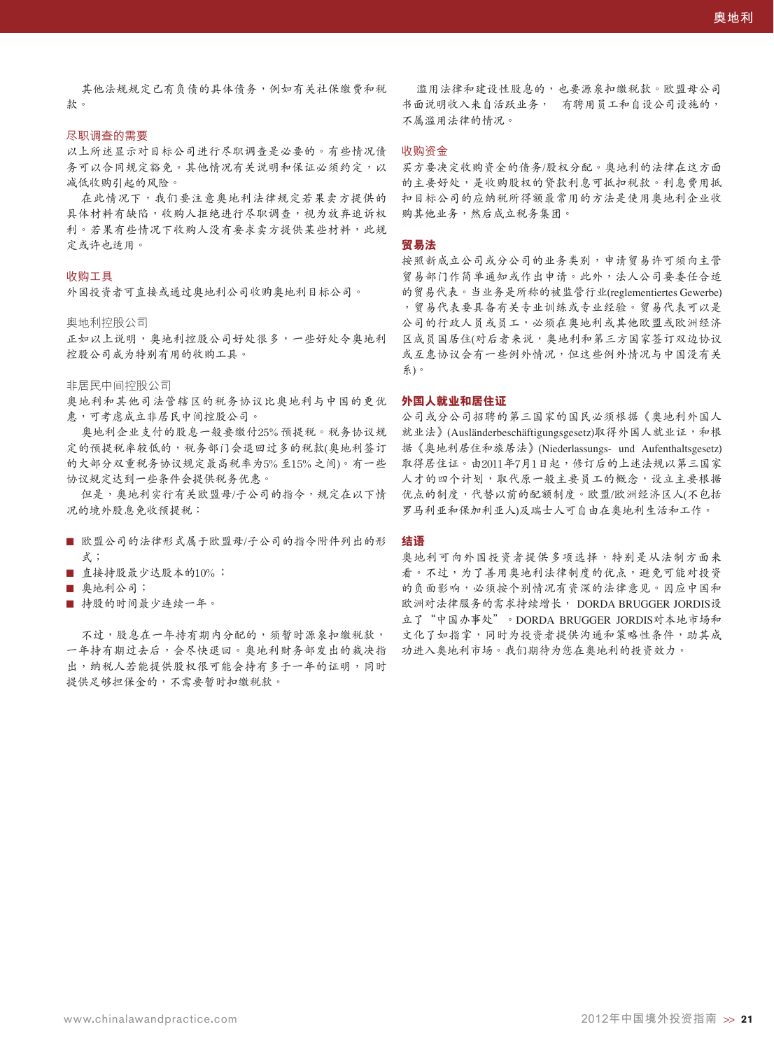其他法规规定已有负债的具体债务，例如有关社保缴费和税款。

## 尽职调查的需要

以上所述显示对目标公司进行尽职调查是必要的。有些情况债务可以合同规定豁免。其他情况有关说明和保证必须约定，以减低收购引起的风险。

在此情况下，我们要注意奥地利法律规定若果卖方提供的具体材料有缺陷，收购人拒绝进行尽职调查，视为放弃追诉权利。若果有些情况下收购人没有要求卖方提供某些材料，此规定或许也适用。

## 收购工具

外国投资者可直接或通过奥地利公司收购奥地利目标公司。

### 奥地利控股公司

正如以上说明，奥地利控股公司好处很多，一些好处令奥地利控股公司成为特别有用的收购工具。

### 非居民中间控股公司

奥地利和其他司法管辖区的税务协议比奥地利与中国的更优惠，可考虑成立非居民中间控股公司。

奥地利企业支付的股息一般要缴付25%预提税。税务协议规定的预提税率较低的，税务部门会退回过多的税款(奥地利签订的大部分双重税务协议规定最高税率为5%至15%之间)。有一些协议规定达到一些条件会提供税务优惠。

但是，奥地利实行有关欧盟母/子公司的指令，规定在以下情况的境外股息免收预提税：

- 欧盟公司的法律形式属于欧盟母/子公司的指令附件列出的形式；
- 直接持股最少达股本的10%；
- 奥地利公司；
- 持股的时间最少连续一年。

不过，股息在一年持有期内分配的，须暂时源泉扣缴税款，一年持有期过去后，会尽快退回。奥地利财务部发出的裁决指出，纳税人若能提供股权很可能会持有多于一年的证明，同时提供足够担保金的，不需要暂时扣缴税款。

滥用法律和建设性股息的，也要源泉扣缴税款。欧盟母公司书面说明收入来自活跃业务，　有聘用员工和自设公司设施的，不属滥用法律的情况。

## 收购资金

买方要决定收购资金的债务/股权分配。奥地利的法律在这方面的主要好处，是收购股权的贷款利息可抵扣税款。利息费用抵扣目标公司的应纳税所得额最常用的方法是使用奥地利企业收购其他业务，然后成立税务集团。

## 贸易法

按照新成立公司或分公司的业务类别，申请贸易许可须向主管贸易部门作简单通知或作出申请。此外，法人公司要委任合适的贸易代表。当业务是所称的被监管行业(reglementiertes Gewerbe)，贸易代表要具备有关专业训练或专业经验。贸易代表可以是公司的行政人员或员工，必须在奥地利或其他欧盟或欧洲经济区成员国居住(对后者来说，奥地利和第三方国家签订双边协议或互惠协议会有一些例外情况，但这些例外情况与中国没有关系)。

## 外国人就业和居住证

公司或分公司招聘的第三国家的国民必须根据《奥地利外国人就业法》(Ausländerbeschäftigungsgesetz)取得外国人就业证，和根据《奥地利居住和旅居法》(Niederlassungs- und Aufenthaltsgesetz)取得居住证。由2011年7月1日起，修订后的上述法规以第三国家人才的四个计划，取代原一般主要员工的概念，设立主要根据优点的制度，代替以前的配额制度。欧盟/欧洲经济区人(不包括罗马利亚和保加利亚人)及瑞士人可自由在奥地利生活和工作。

## 结语

奥地利可向外国投资者提供多项选择，特别是从法制方面来看。不过，为了善用奥地利法律制度的优点，避免可能对投资的负面影响，必须按个别情况有资深的法律意见。因应中国和欧洲对法律服务的需求持续增长，DORDA BRUGGER JORDIS设立了“中国办事处”。DORDA BRUGGER JORDIS对本地市场和文化了如指掌，同时为投资者提供沟通和策略性条件，助其成功进入奥地利市场。我们期待为您在奥地利的投资效力。